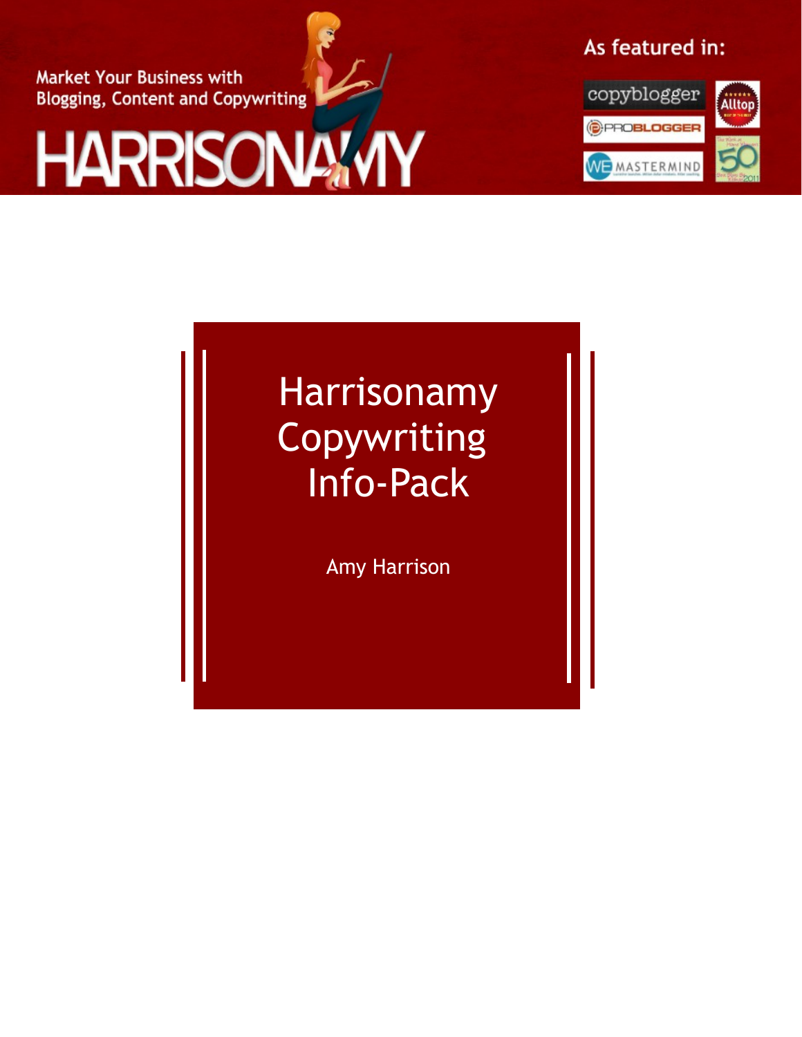Market Your Business with Blogging, Content and Copywriting

HARRISONAMY

As featured in:

copyblogger

Alltop

PROBLOGGER

WE MASTERMIND

# Harrisonamy Copywriting Info-Pack

Amy Harrison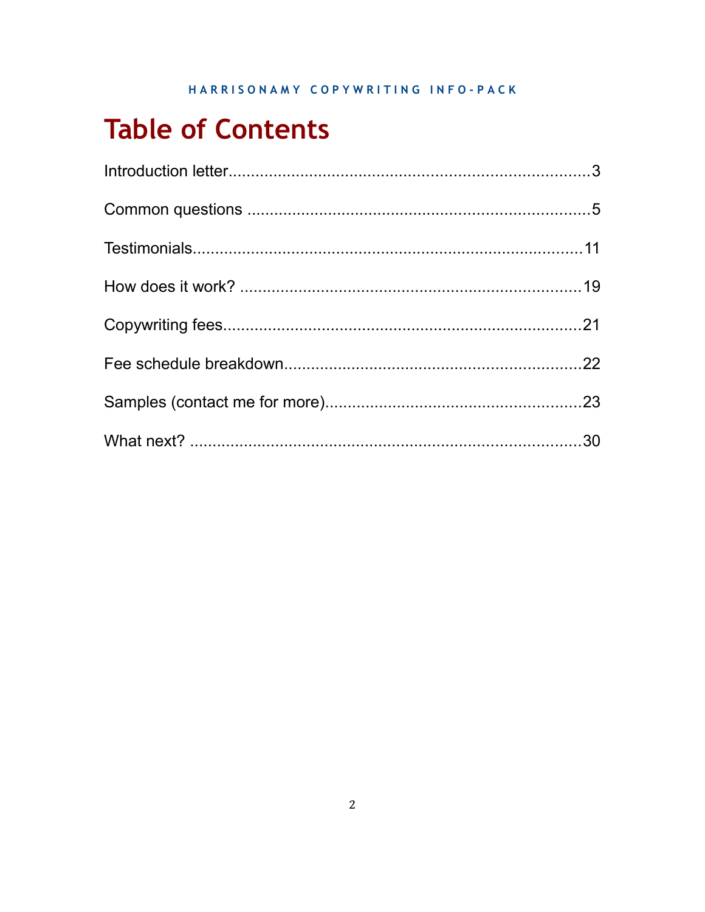# Table of Contents

Introduction letter........................................................................3

Common questions .......................................................................5

Testimonials.................................................................................11

How does it work? ......................................................................19

Copywriting fees..........................................................................21

Fee schedule breakdown.............................................................22

Samples (contact me for more)....................................................23

What next? ..................................................................................30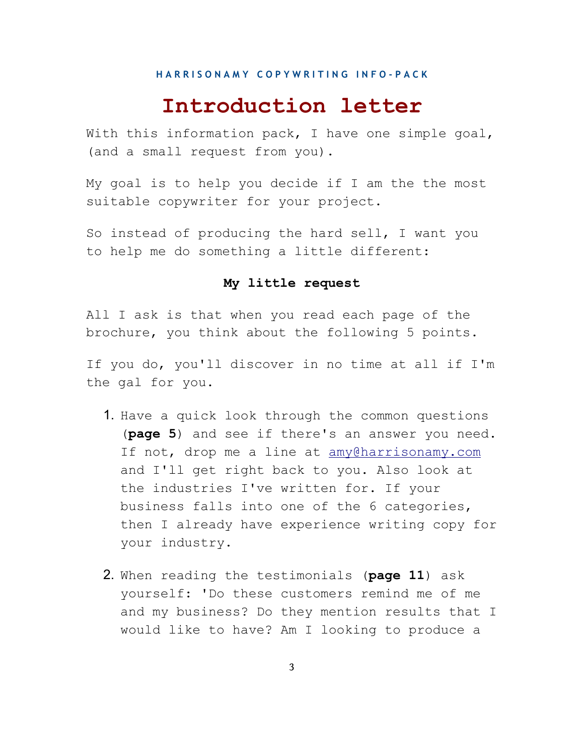# Introduction letter

With this information pack, I have one simple goal, (and a small request from you).

My goal is to help you decide if I am the the most suitable copywriter for your project.

So instead of producing the hard sell, I want you to help me do something a little different:

**My little request**

All I ask is that when you read each page of the brochure, you think about the following 5 points.

If you do, you'll discover in no time at all if I'm the gal for you.

1. Have a quick look through the common questions (**page 5**) and see if there's an answer you need. If not, drop me a line at amy@harrisonamy.com and I'll get right back to you. Also look at the industries I've written for. If your business falls into one of the 6 categories, then I already have experience writing copy for your industry.

2. When reading the testimonials (**page 11**) ask yourself: 'Do these customers remind me of me and my business? Do they mention results that I would like to have? Am I looking to produce a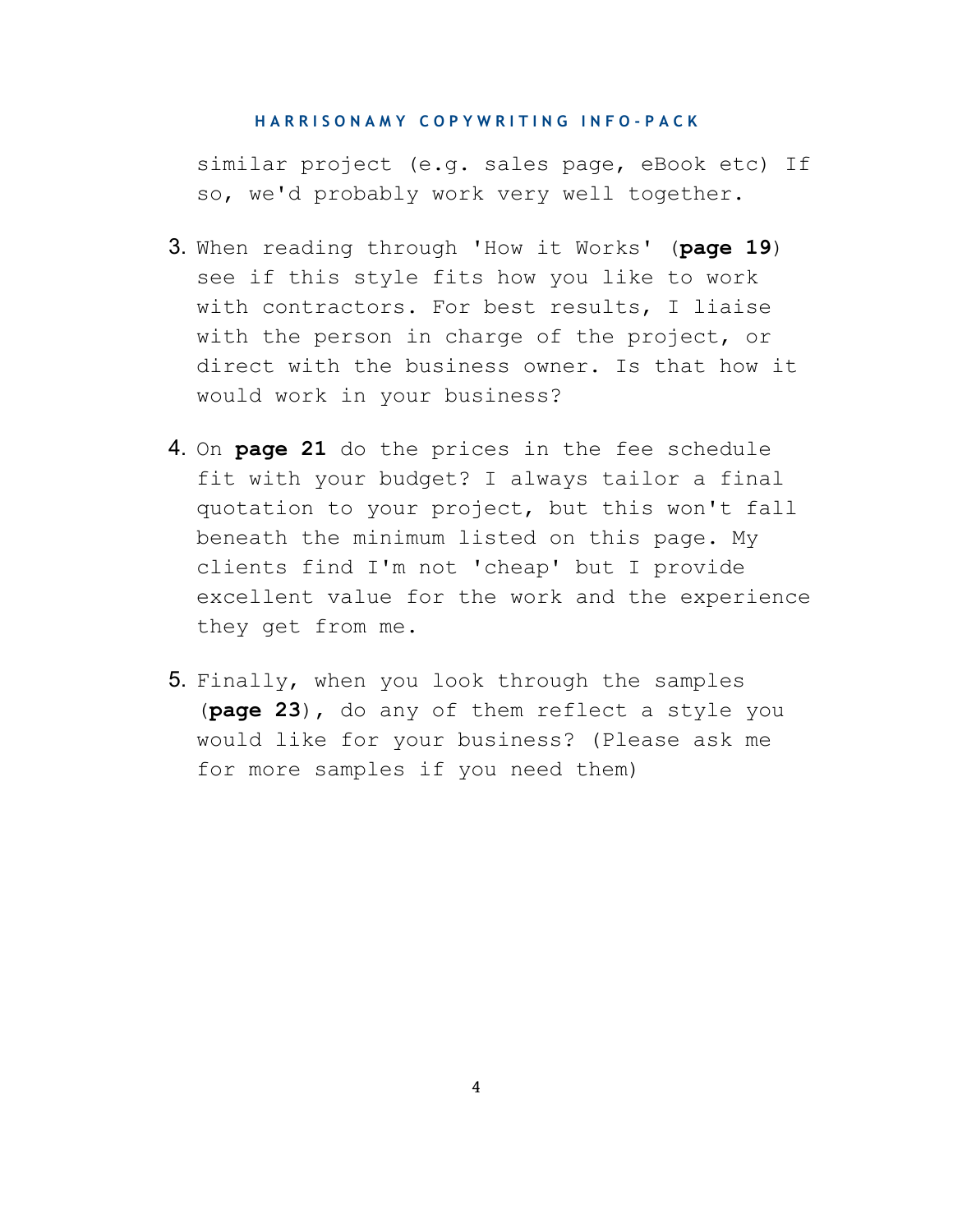similar project (e.g. sales page, eBook etc) If so, we'd probably work very well together.

3. When reading through 'How it Works' (**page 19**) see if this style fits how you like to work with contractors. For best results, I liaise with the person in charge of the project, or direct with the business owner. Is that how it would work in your business?

4. On **page 21** do the prices in the fee schedule fit with your budget? I always tailor a final quotation to your project, but this won't fall beneath the minimum listed on this page. My clients find I'm not 'cheap' but I provide excellent value for the work and the experience they get from me.

5. Finally, when you look through the samples (**page 23**), do any of them reflect a style you would like for your business? (Please ask me for more samples if you need them)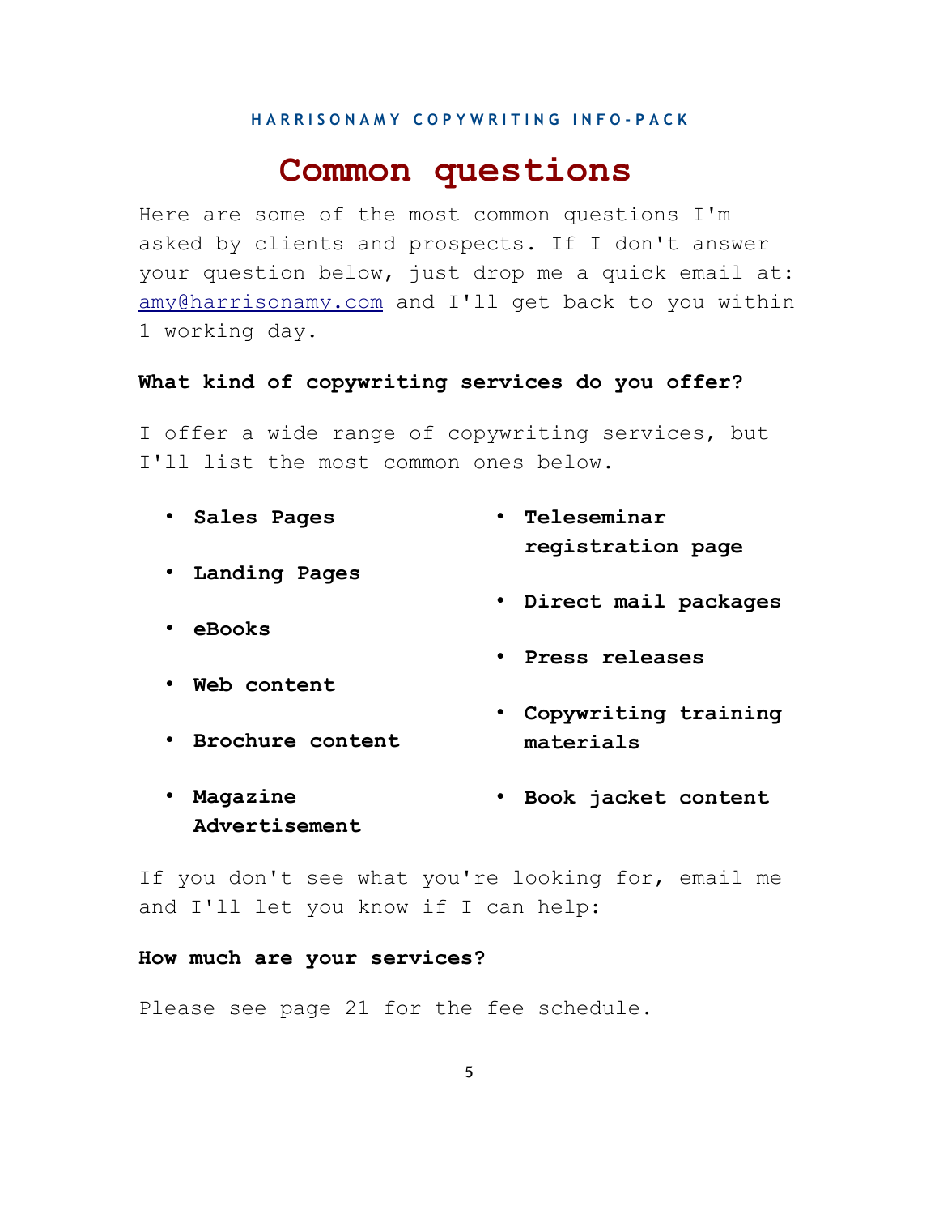# Common questions

Here are some of the most common questions I'm asked by clients and prospects. If I don't answer your question below, just drop me a quick email at: amy@harrisonamy.com and I'll get back to you within 1 working day.

**What kind of copywriting services do you offer?**

I offer a wide range of copywriting services, but I'll list the most common ones below.

- **Sales Pages**
- **Landing Pages**
- **eBooks**
- **Web content**
- **Brochure content**
- **Magazine Advertisement**
- **Teleseminar registration page**
- **Direct mail packages**
- **Press releases**
- **Copywriting training materials**
- **Book jacket content**

If you don't see what you're looking for, email me and I'll let you know if I can help:

**How much are your services?**

Please see page 21 for the fee schedule.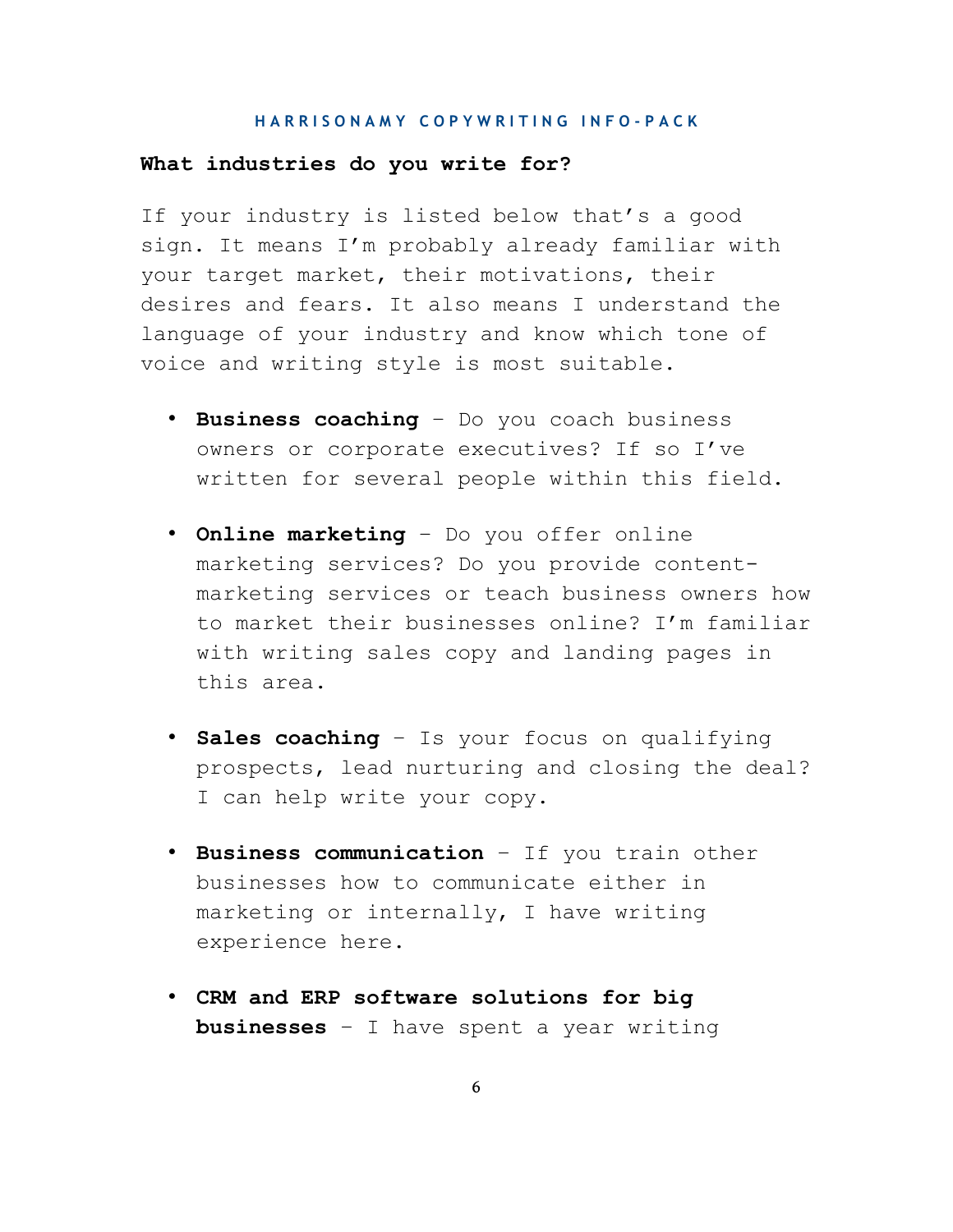**What industries do you write for?**

If your industry is listed below that's a good sign. It means I'm probably already familiar with your target market, their motivations, their desires and fears. It also means I understand the language of your industry and know which tone of voice and writing style is most suitable.

- **Business coaching** – Do you coach business owners or corporate executives? If so I've written for several people within this field.
- **Online marketing** – Do you offer online marketing services? Do you provide content-marketing services or teach business owners how to market their businesses online? I'm familiar with writing sales copy and landing pages in this area.
- **Sales coaching** – Is your focus on qualifying prospects, lead nurturing and closing the deal? I can help write your copy.
- **Business communication** – If you train other businesses how to communicate either in marketing or internally, I have writing experience here.
- **CRM and ERP software solutions for big businesses** – I have spent a year writing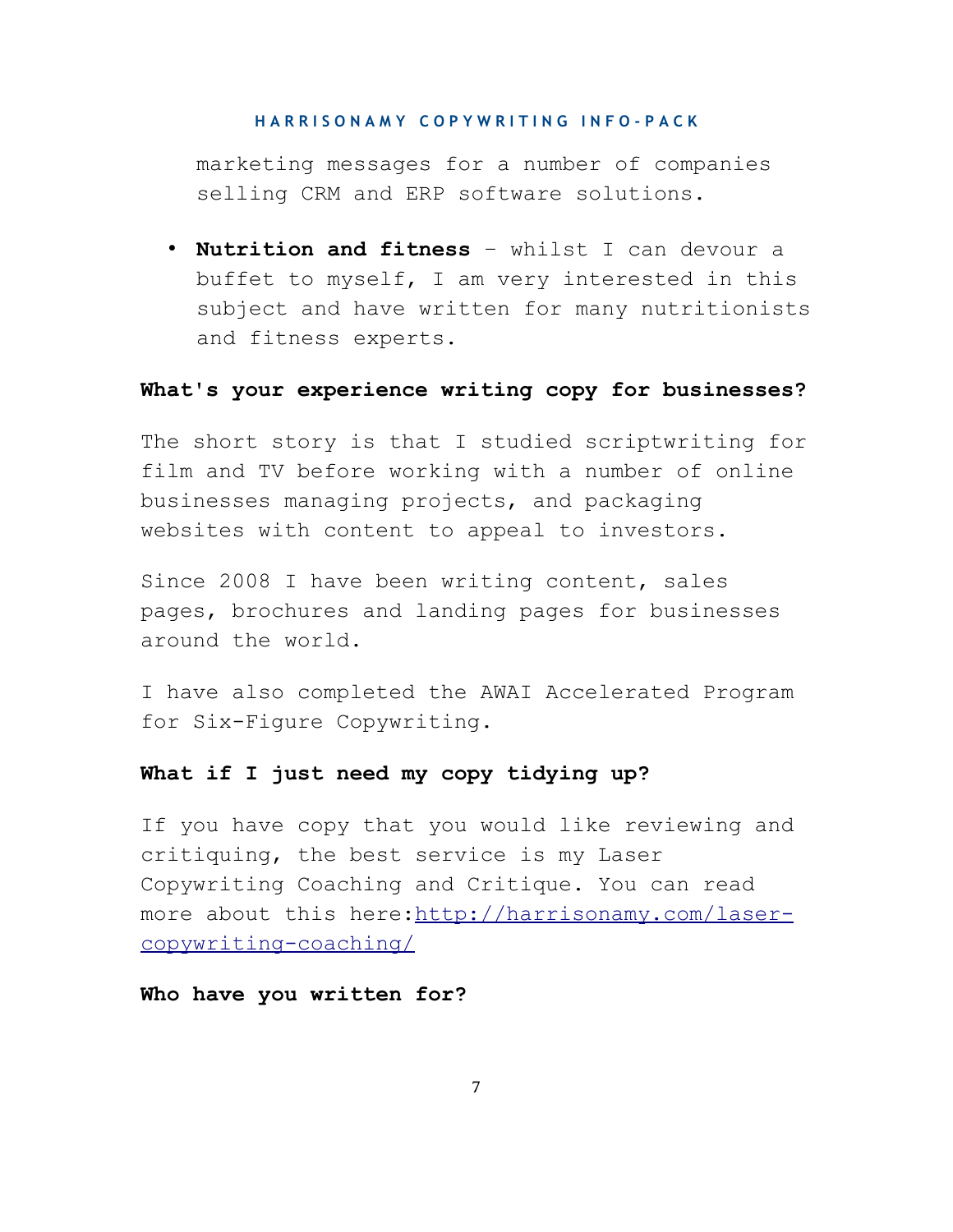marketing messages for a number of companies selling CRM and ERP software solutions.

- **Nutrition and fitness** – whilst I can devour a buffet to myself, I am very interested in this subject and have written for many nutritionists and fitness experts.

**What's your experience writing copy for businesses?**

The short story is that I studied scriptwriting for film and TV before working with a number of online businesses managing projects, and packaging websites with content to appeal to investors.

Since 2008 I have been writing content, sales pages, brochures and landing pages for businesses around the world.

I have also completed the AWAI Accelerated Program for Six-Figure Copywriting.

**What if I just need my copy tidying up?**

If you have copy that you would like reviewing and critiquing, the best service is my Laser Copywriting Coaching and Critique. You can read more about this here:[http://harrisonamy.com/laser-copywriting-coaching/](http://harrisonamy.com/laser-copywriting-coaching/)

**Who have you written for?**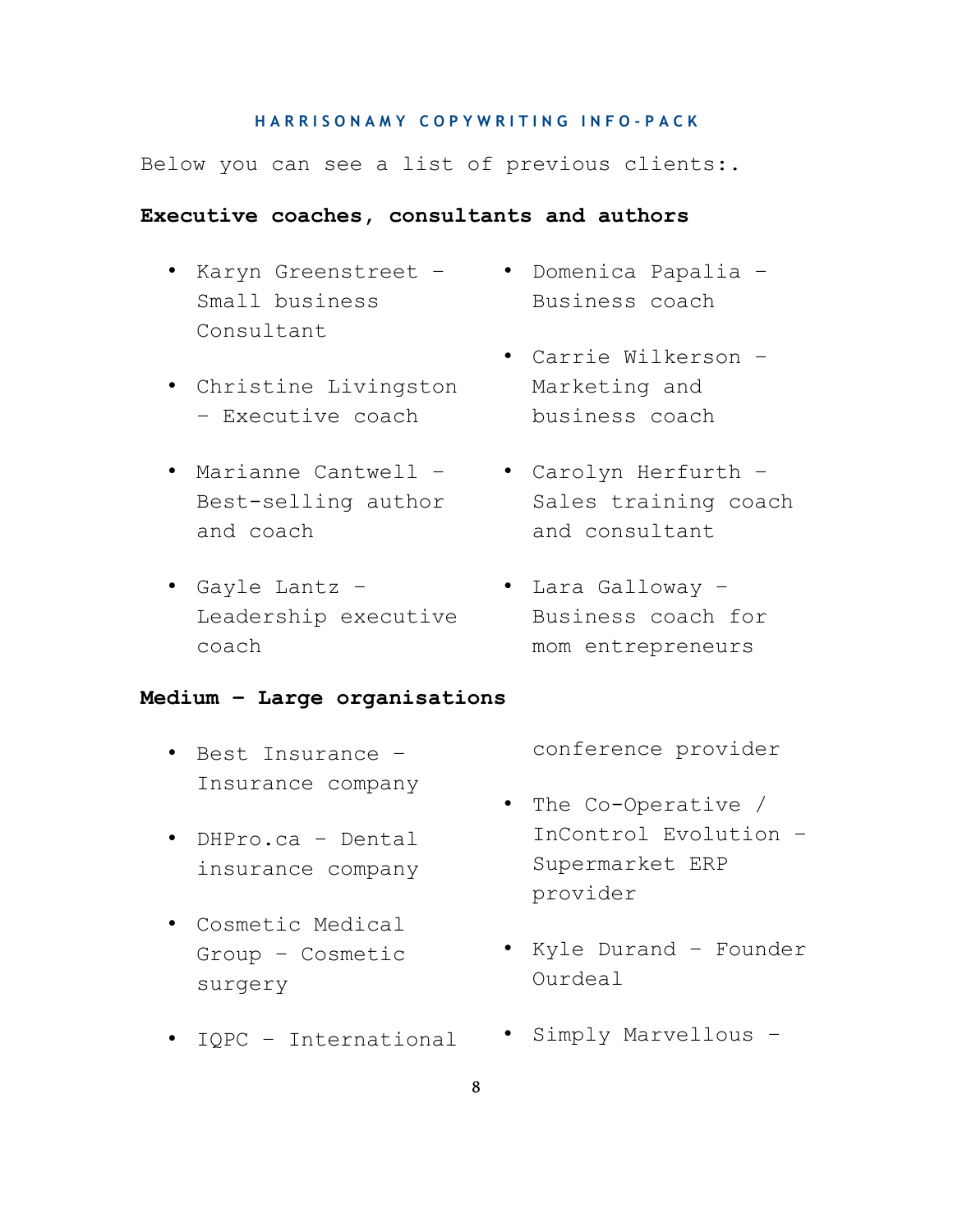Below you can see a list of previous clients:.

**Executive coaches, consultants and authors**

- Karyn Greenstreet – Small business Consultant
- Christine Livingston – Executive coach
- Marianne Cantwell – Best-selling author and coach
- Gayle Lantz – Leadership executive coach
- Domenica Papalia – Business coach
- Carrie Wilkerson – Marketing and business coach
- Carolyn Herfurth – Sales training coach and consultant
- Lara Galloway – Business coach for mom entrepreneurs

**Medium – Large organisations**

- Best Insurance – Insurance company
- DHPro.ca – Dental insurance company
- Cosmetic Medical Group – Cosmetic surgery
- IQPC – International conference provider
- The Co-Operative / InControl Evolution – Supermarket ERP provider
- Kyle Durand – Founder Ourdeal
- Simply Marvellous –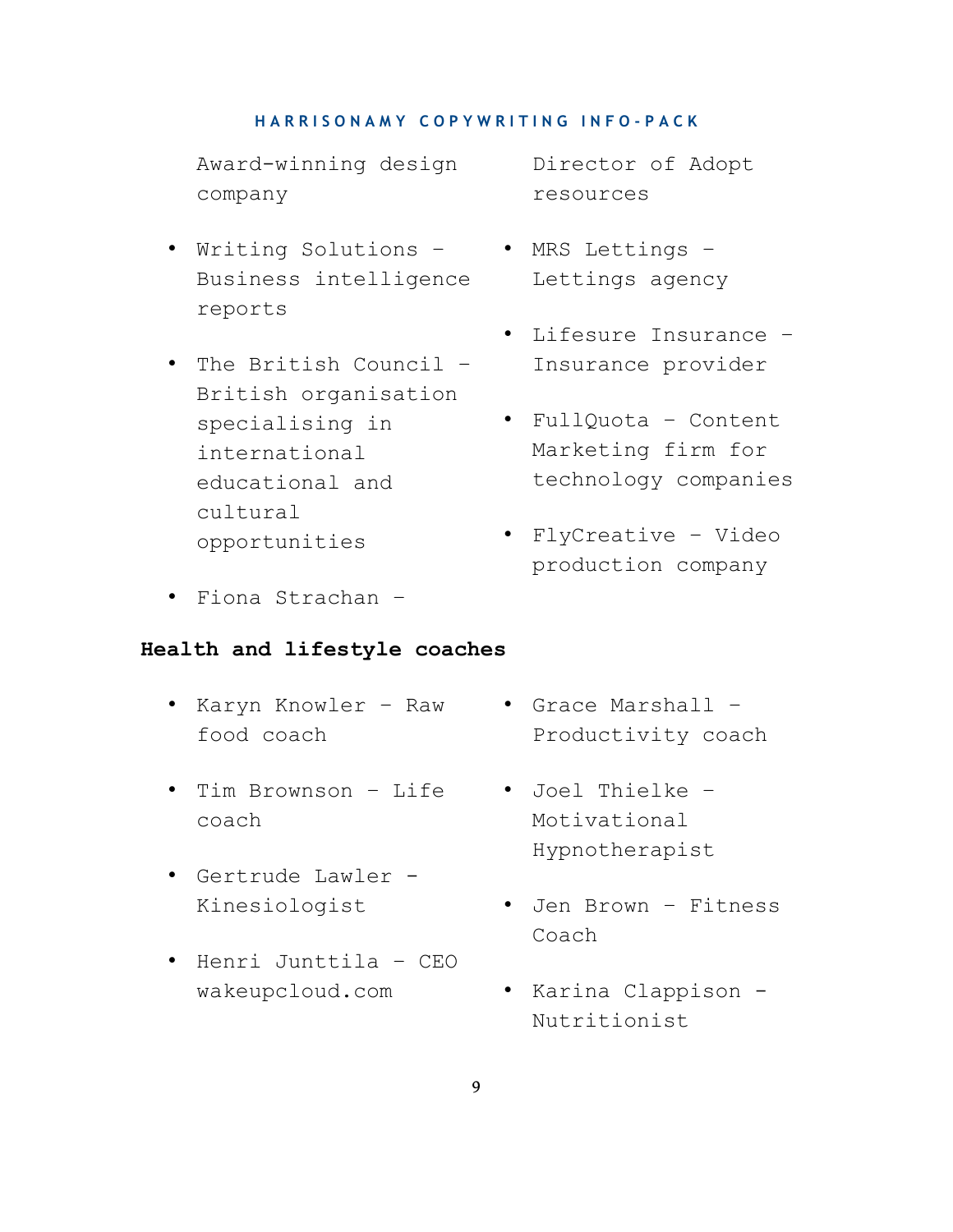Award-winning design company

- Writing Solutions – Business intelligence reports
- The British Council – British organisation specialising in international educational and cultural opportunities
- Fiona Strachan – Director of Adopt resources
- MRS Lettings – Lettings agency
- Lifesure Insurance – Insurance provider
- FullQuota – Content Marketing firm for technology companies
- FlyCreative – Video production company

**Health and lifestyle coaches**

- Karyn Knowler – Raw food coach
- Tim Brownson – Life coach
- Gertrude Lawler - Kinesiologist
- Henri Junttila – CEO wakeupcloud.com
- Grace Marshall – Productivity coach
- Joel Thielke – Motivational Hypnotherapist
- Jen Brown – Fitness Coach
- Karina Clappison - Nutritionist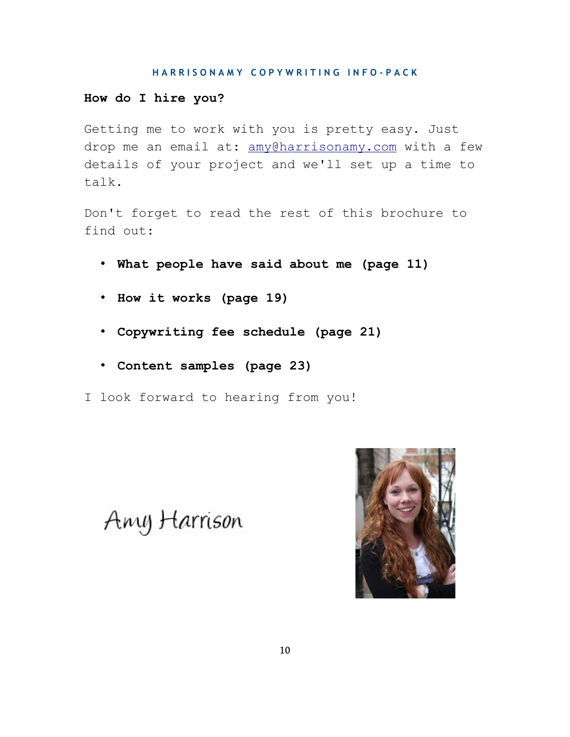## How do I hire you?

Getting me to work with you is pretty easy. Just drop me an email at: amy@harrisonamy.com with a few details of your project and we'll set up a time to talk.

Don't forget to read the rest of this brochure to find out:

- **What people have said about me (page 11)**
- **How it works (page 19)**
- **Copywriting fee schedule (page 21)**
- **Content samples (page 23)**

I look forward to hearing from you!

Amy Harrison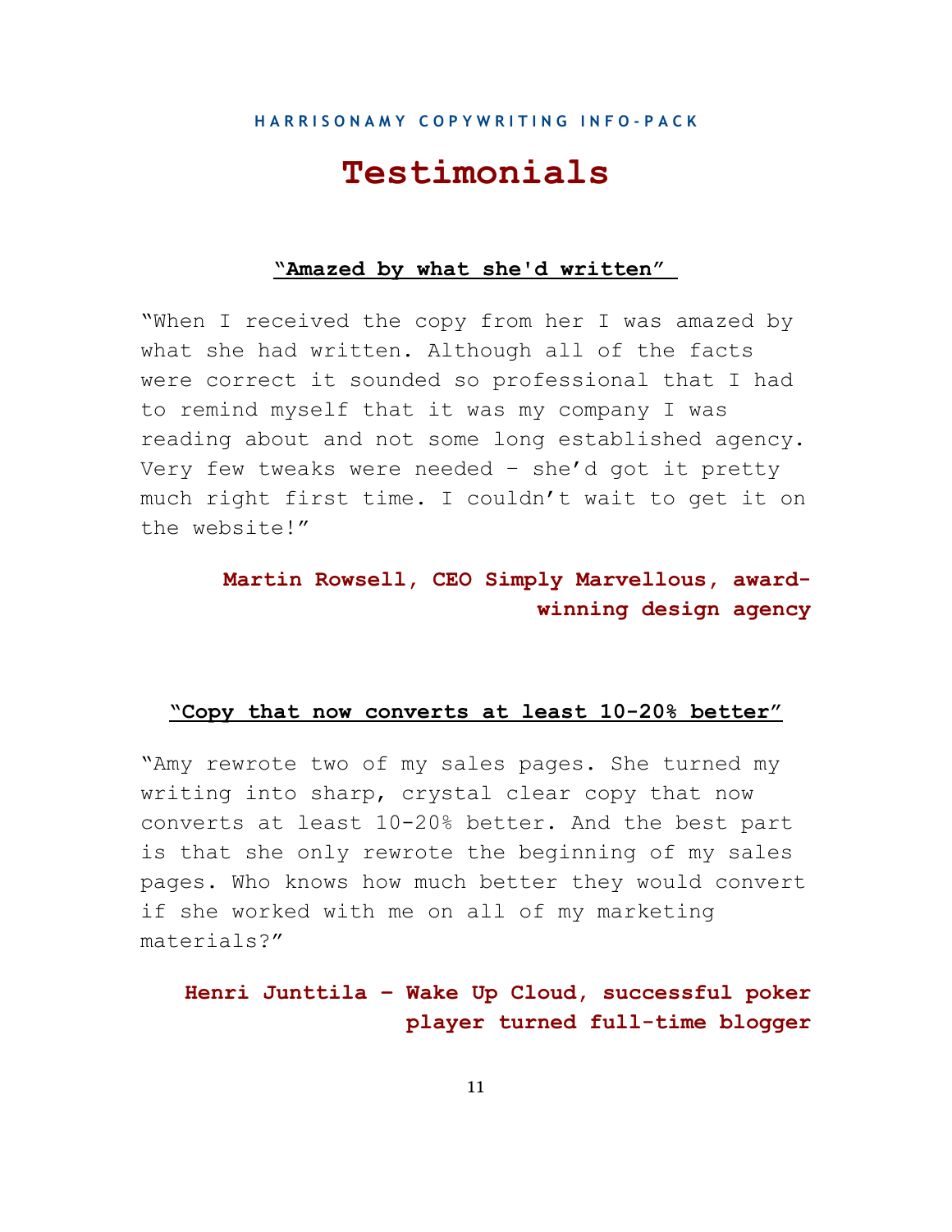# Testimonials

**"Amazed by what she'd written"**

"When I received the copy from her I was amazed by what she had written. Although all of the facts were correct it sounded so professional that I had to remind myself that it was my company I was reading about and not some long established agency. Very few tweaks were needed – she'd got it pretty much right first time. I couldn't wait to get it on the website!"

**Martin Rowsell, CEO Simply Marvellous, award-winning design agency**

**"Copy that now converts at least 10-20% better"**

"Amy rewrote two of my sales pages. She turned my writing into sharp, crystal clear copy that now converts at least 10-20% better. And the best part is that she only rewrote the beginning of my sales pages. Who knows how much better they would convert if she worked with me on all of my marketing materials?"

**Henri Junttila – Wake Up Cloud, successful poker player turned full-time blogger**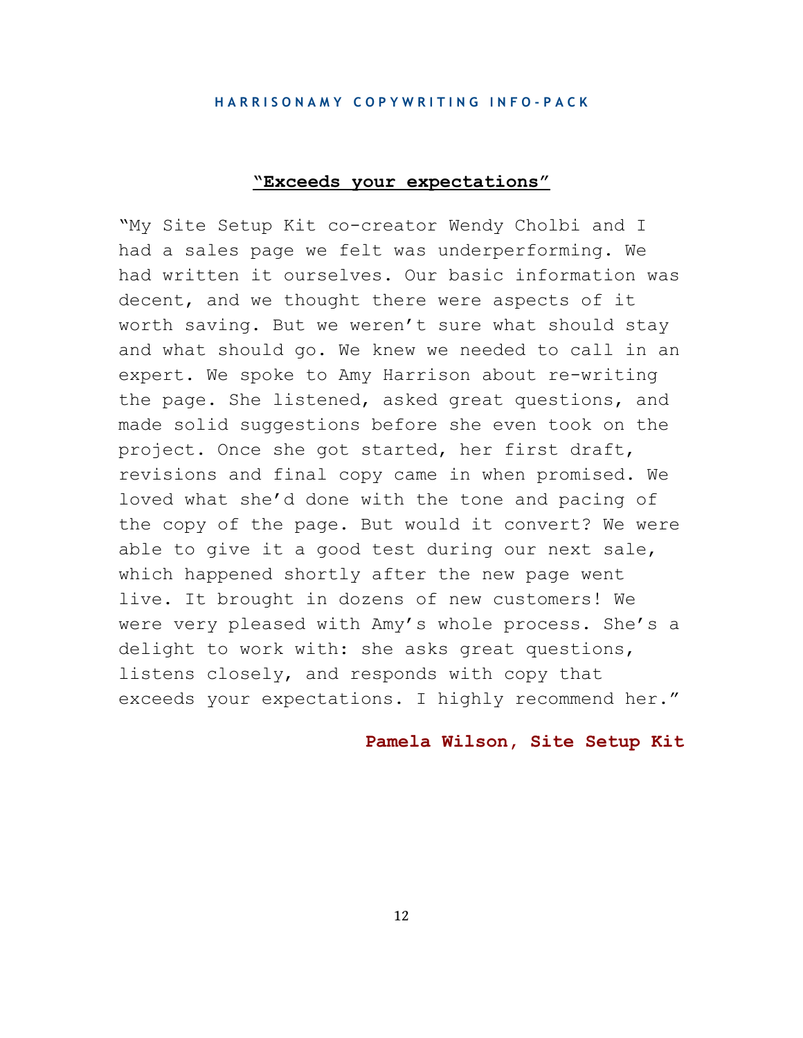## "Exceeds your expectations"

"My Site Setup Kit co-creator Wendy Cholbi and I had a sales page we felt was underperforming. We had written it ourselves. Our basic information was decent, and we thought there were aspects of it worth saving. But we weren't sure what should stay and what should go. We knew we needed to call in an expert. We spoke to Amy Harrison about re-writing the page. She listened, asked great questions, and made solid suggestions before she even took on the project. Once she got started, her first draft, revisions and final copy came in when promised. We loved what she'd done with the tone and pacing of the copy of the page. But would it convert? We were able to give it a good test during our next sale, which happened shortly after the new page went live. It brought in dozens of new customers! We were very pleased with Amy's whole process. She's a delight to work with: she asks great questions, listens closely, and responds with copy that exceeds your expectations. I highly recommend her."

**Pamela Wilson, Site Setup Kit**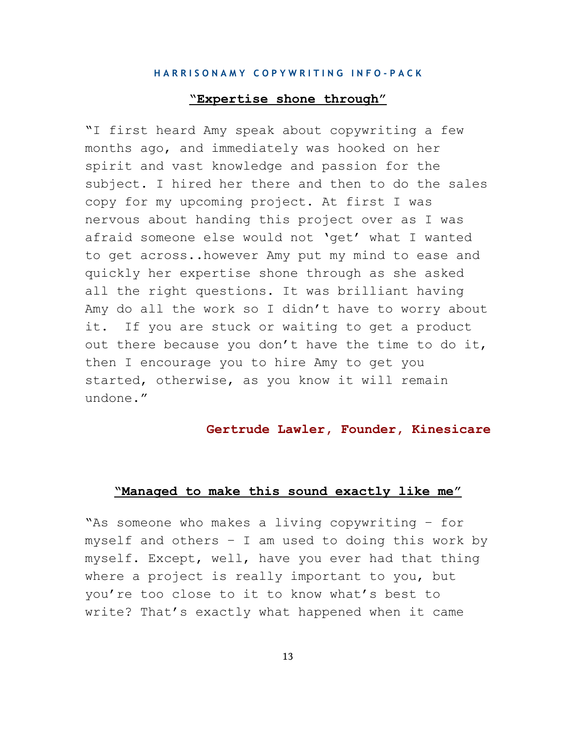### "Expertise shone through"

"I first heard Amy speak about copywriting a few months ago, and immediately was hooked on her spirit and vast knowledge and passion for the subject. I hired her there and then to do the sales copy for my upcoming project. At first I was nervous about handing this project over as I was afraid someone else would not 'get' what I wanted to get across..however Amy put my mind to ease and quickly her expertise shone through as she asked all the right questions. It was brilliant having Amy do all the work so I didn't have to worry about it. If you are stuck or waiting to get a product out there because you don't have the time to do it, then I encourage you to hire Amy to get you started, otherwise, as you know it will remain undone."

**Gertrude Lawler, Founder, Kinesicare**

### "Managed to make this sound exactly like me"

"As someone who makes a living copywriting – for myself and others – I am used to doing this work by myself. Except, well, have you ever had that thing where a project is really important to you, but you're too close to it to know what's best to write? That's exactly what happened when it came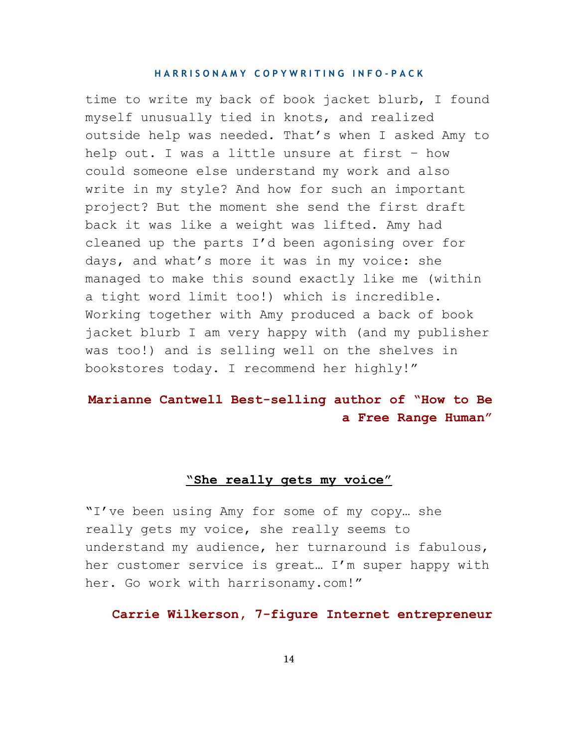time to write my back of book jacket blurb, I found myself unusually tied in knots, and realized outside help was needed. That's when I asked Amy to help out. I was a little unsure at first – how could someone else understand my work and also write in my style? And how for such an important project? But the moment she send the first draft back it was like a weight was lifted. Amy had cleaned up the parts I'd been agonising over for days, and what's more it was in my voice: she managed to make this sound exactly like me (within a tight word limit too!) which is incredible. Working together with Amy produced a back of book jacket blurb I am very happy with (and my publisher was too!) and is selling well on the shelves in bookstores today. I recommend her highly!"

**Marianne Cantwell Best-selling author of "How to Be a Free Range Human"**

**"She really gets my voice"**

"I've been using Amy for some of my copy… she really gets my voice, she really seems to understand my audience, her turnaround is fabulous, her customer service is great… I'm super happy with her. Go work with harrisonamy.com!"

**Carrie Wilkerson, 7-figure Internet entrepreneur**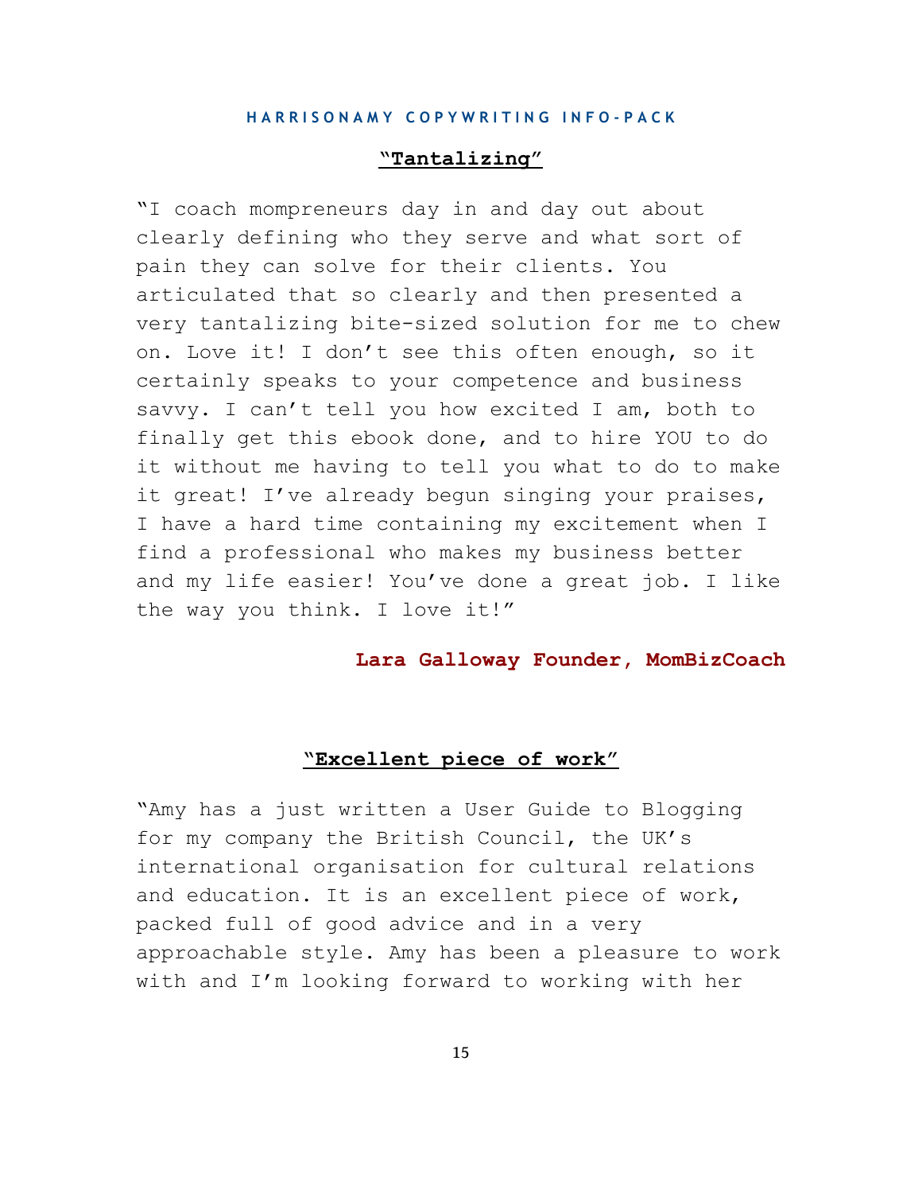### **"Tantalizing"**

"I coach mompreneurs day in and day out about clearly defining who they serve and what sort of pain they can solve for their clients. You articulated that so clearly and then presented a very tantalizing bite-sized solution for me to chew on. Love it! I don't see this often enough, so it certainly speaks to your competence and business savvy. I can't tell you how excited I am, both to finally get this ebook done, and to hire YOU to do it without me having to tell you what to do to make it great! I've already begun singing your praises, I have a hard time containing my excitement when I find a professional who makes my business better and my life easier! You've done a great job. I like the way you think. I love it!"

**Lara Galloway Founder, MomBizCoach**

### **"Excellent piece of work"**

"Amy has a just written a User Guide to Blogging for my company the British Council, the UK's international organisation for cultural relations and education. It is an excellent piece of work, packed full of good advice and in a very approachable style. Amy has been a pleasure to work with and I'm looking forward to working with her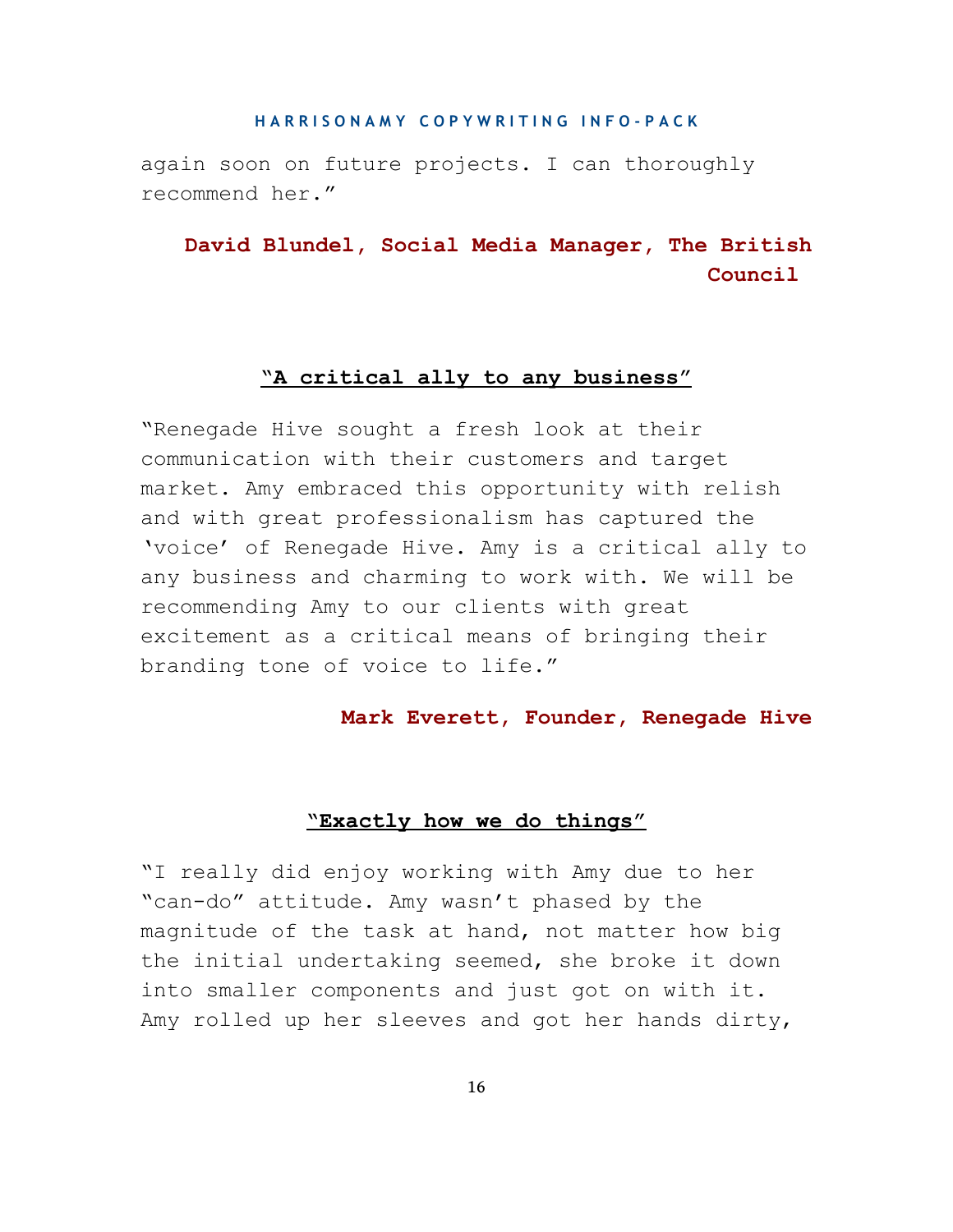again soon on future projects. I can thoroughly recommend her."

**David Blundel, Social Media Manager, The British Council**

### "A critical ally to any business"

"Renegade Hive sought a fresh look at their communication with their customers and target market. Amy embraced this opportunity with relish and with great professionalism has captured the 'voice' of Renegade Hive. Amy is a critical ally to any business and charming to work with. We will be recommending Amy to our clients with great excitement as a critical means of bringing their branding tone of voice to life."

**Mark Everett, Founder, Renegade Hive**

### "Exactly how we do things"

"I really did enjoy working with Amy due to her "can-do" attitude. Amy wasn't phased by the magnitude of the task at hand, not matter how big the initial undertaking seemed, she broke it down into smaller components and just got on with it. Amy rolled up her sleeves and got her hands dirty,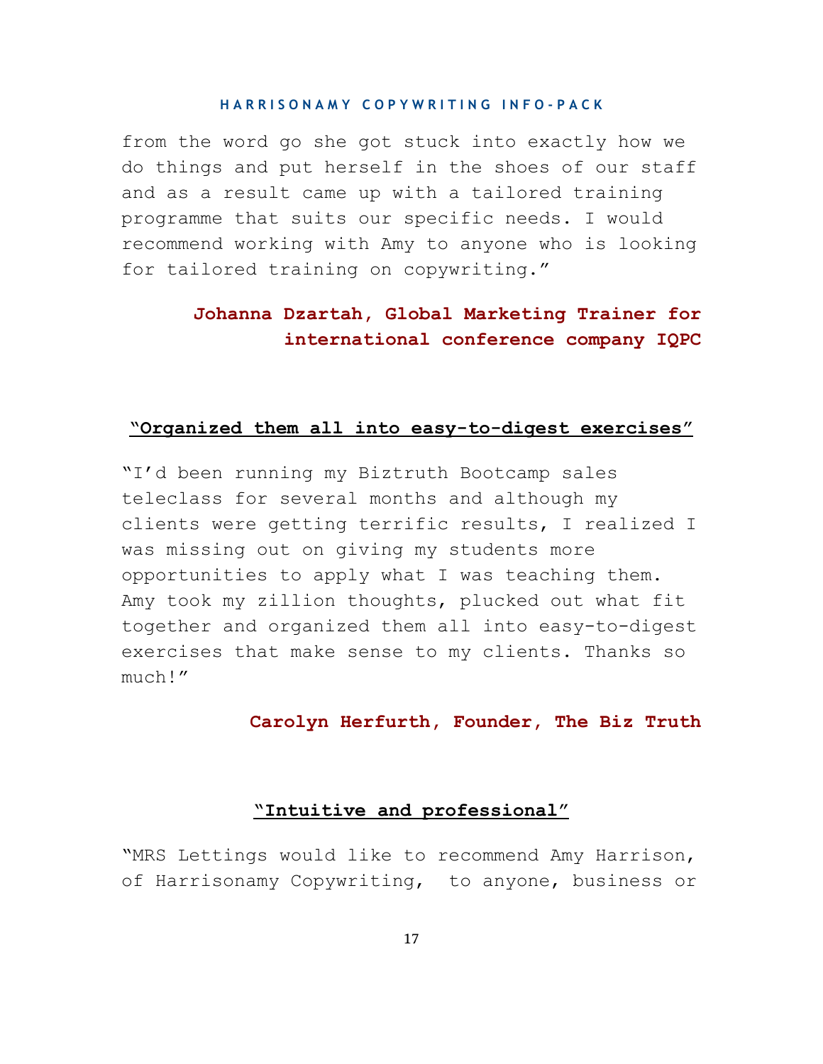from the word go she got stuck into exactly how we do things and put herself in the shoes of our staff and as a result came up with a tailored training programme that suits our specific needs. I would recommend working with Amy to anyone who is looking for tailored training on copywriting."

**Johanna Dzartah, Global Marketing Trainer for international conference company IQPC**

**"Organized them all into easy-to-digest exercises"**

"I'd been running my Biztruth Bootcamp sales teleclass for several months and although my clients were getting terrific results, I realized I was missing out on giving my students more opportunities to apply what I was teaching them. Amy took my zillion thoughts, plucked out what fit together and organized them all into easy-to-digest exercises that make sense to my clients. Thanks so much!"

**Carolyn Herfurth, Founder, The Biz Truth**

**"Intuitive and professional"**

"MRS Lettings would like to recommend Amy Harrison, of Harrisonamy Copywriting, to anyone, business or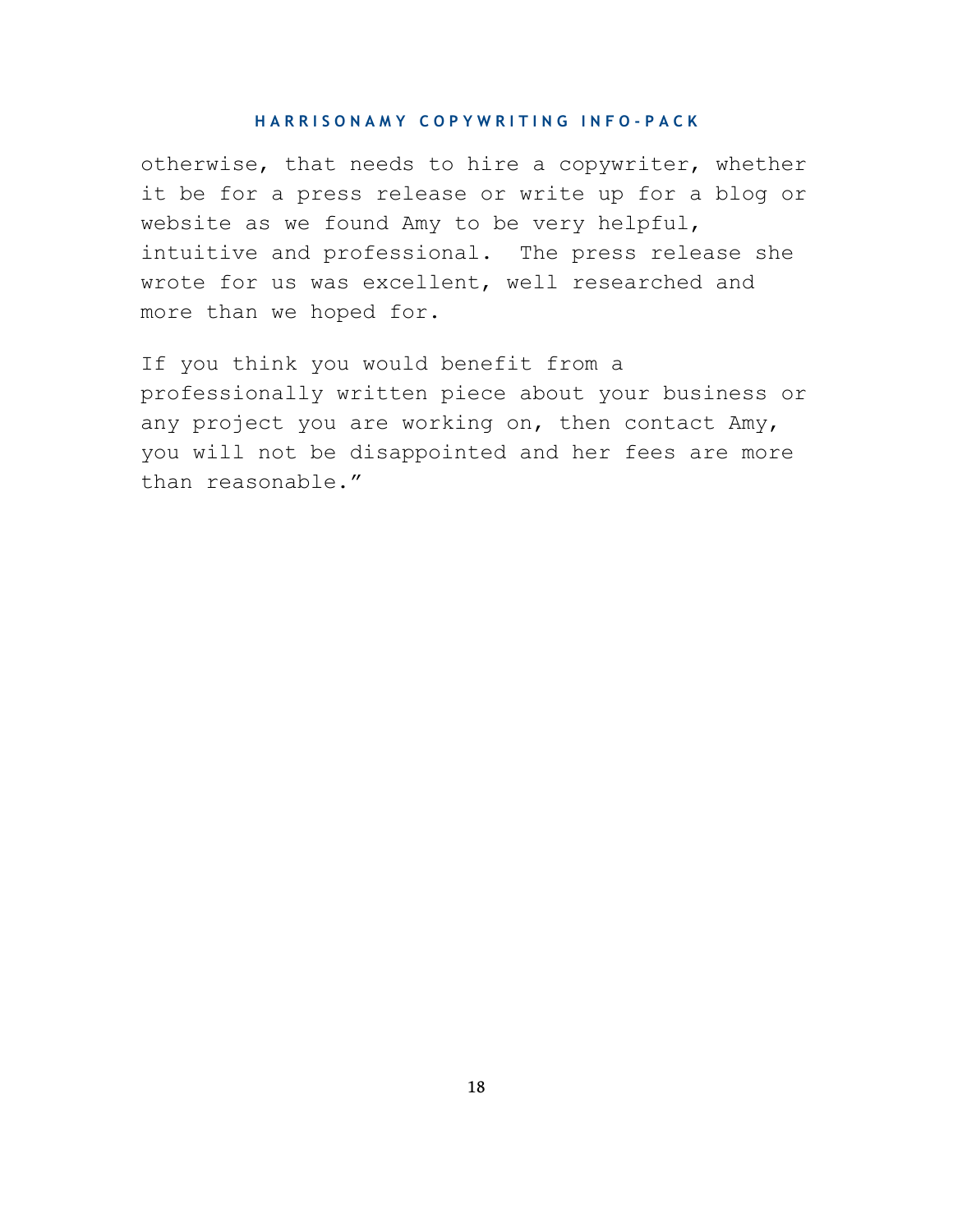otherwise, that needs to hire a copywriter, whether it be for a press release or write up for a blog or website as we found Amy to be very helpful, intuitive and professional. The press release she wrote for us was excellent, well researched and more than we hoped for.

If you think you would benefit from a professionally written piece about your business or any project you are working on, then contact Amy, you will not be disappointed and her fees are more than reasonable."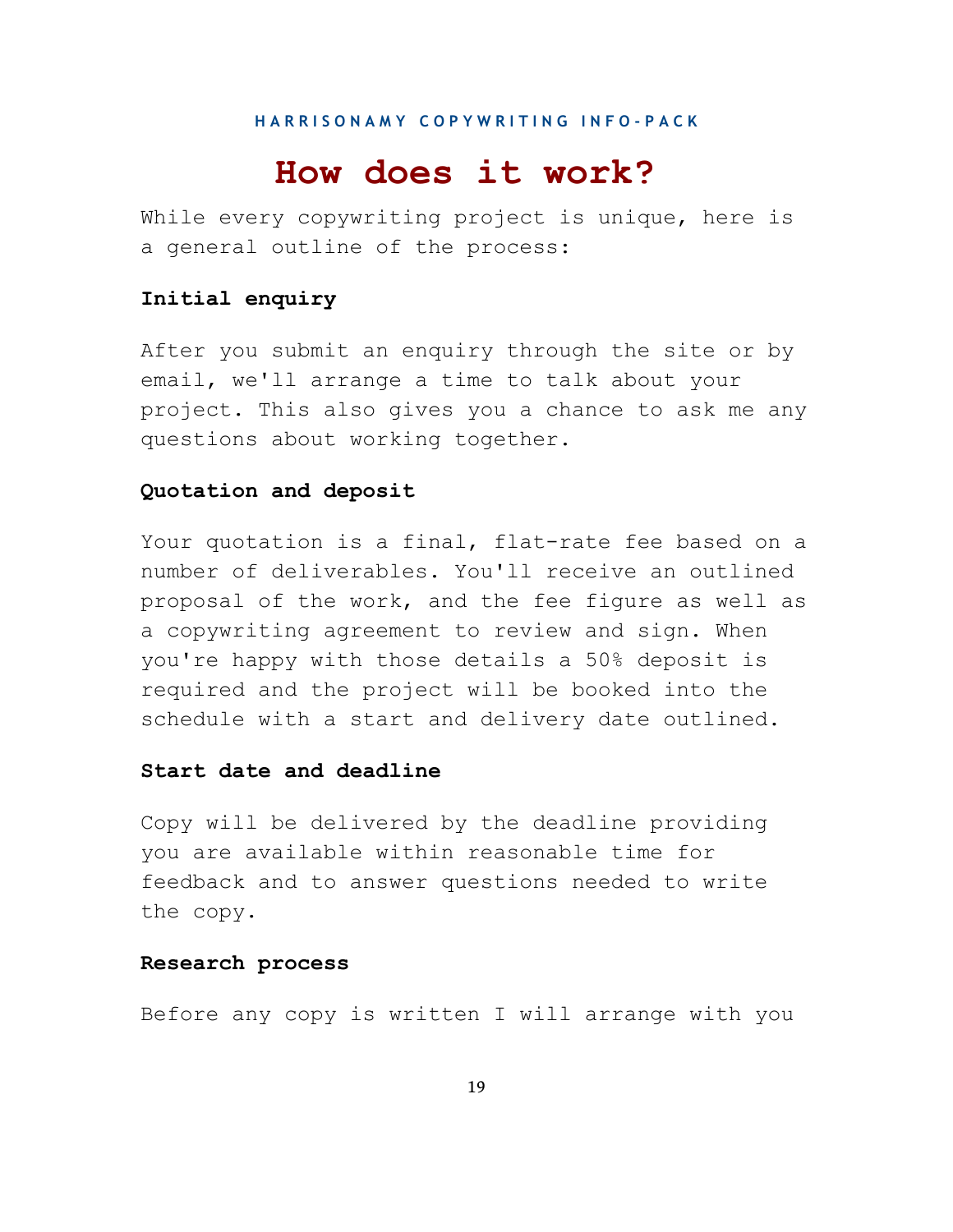# How does it work?

While every copywriting project is unique, here is a general outline of the process:

**Initial enquiry**

After you submit an enquiry through the site or by email, we'll arrange a time to talk about your project. This also gives you a chance to ask me any questions about working together.

**Quotation and deposit**

Your quotation is a final, flat-rate fee based on a number of deliverables. You'll receive an outlined proposal of the work, and the fee figure as well as a copywriting agreement to review and sign. When you're happy with those details a 50% deposit is required and the project will be booked into the schedule with a start and delivery date outlined.

**Start date and deadline**

Copy will be delivered by the deadline providing you are available within reasonable time for feedback and to answer questions needed to write the copy.

**Research process**

Before any copy is written I will arrange with you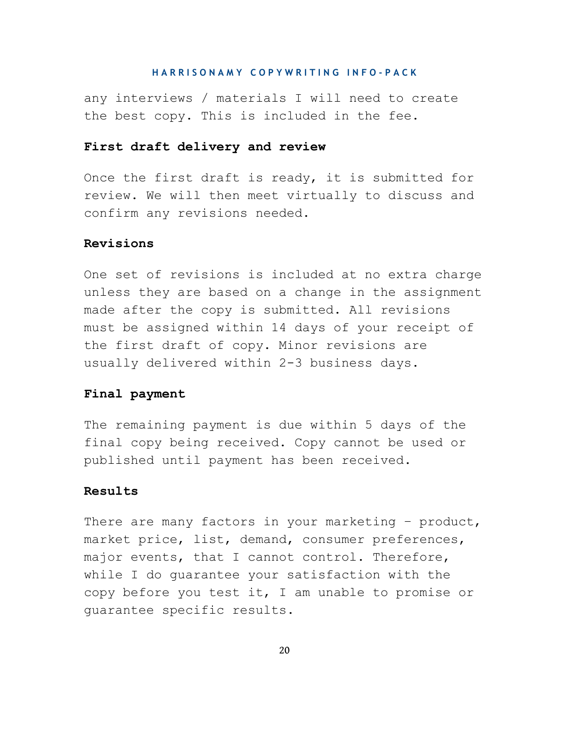any interviews / materials I will need to create the best copy. This is included in the fee.

**First draft delivery and review**

Once the first draft is ready, it is submitted for review. We will then meet virtually to discuss and confirm any revisions needed.

**Revisions**

One set of revisions is included at no extra charge unless they are based on a change in the assignment made after the copy is submitted. All revisions must be assigned within 14 days of your receipt of the first draft of copy. Minor revisions are usually delivered within 2-3 business days.

**Final payment**

The remaining payment is due within 5 days of the final copy being received. Copy cannot be used or published until payment has been received.

**Results**

There are many factors in your marketing – product, market price, list, demand, consumer preferences, major events, that I cannot control. Therefore, while I do guarantee your satisfaction with the copy before you test it, I am unable to promise or guarantee specific results.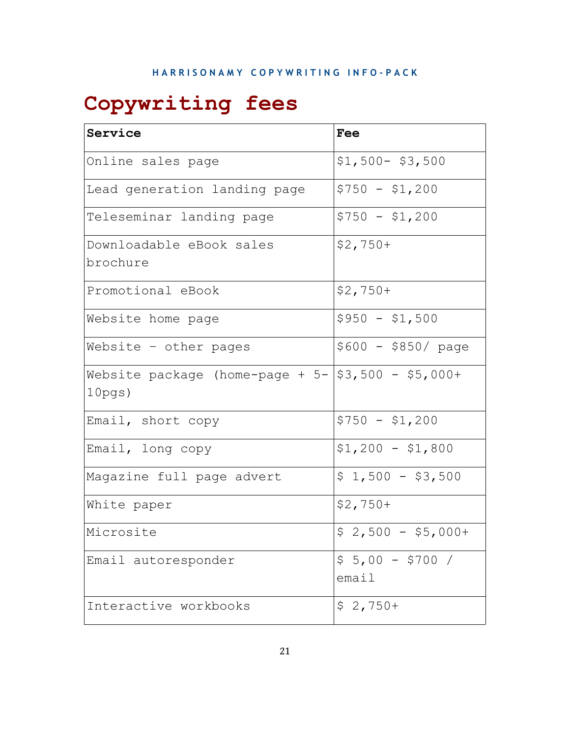# Copywriting fees

| Service | Fee |
| --- | --- |
| Online sales page | $1,500- $3,500 |
| Lead generation landing page | $750 - $1,200 |
| Teleseminar landing page | $750 - $1,200 |
| Downloadable eBook sales brochure | $2,750+ |
| Promotional eBook | $2,750+ |
| Website home page | $950 - $1,500 |
| Website – other pages | $600 - $850/ page |
| Website package (home-page + 5-10pgs) | $3,500 - $5,000+ |
| Email, short copy | $750 - $1,200 |
| Email, long copy | $1,200 - $1,800 |
| Magazine full page advert | $ 1,500 - $3,500 |
| White paper | $2,750+ |
| Microsite | $ 2,500 - $5,000+ |
| Email autoresponder | $ 5,00 - $700 / email |
| Interactive workbooks | $ 2,750+ |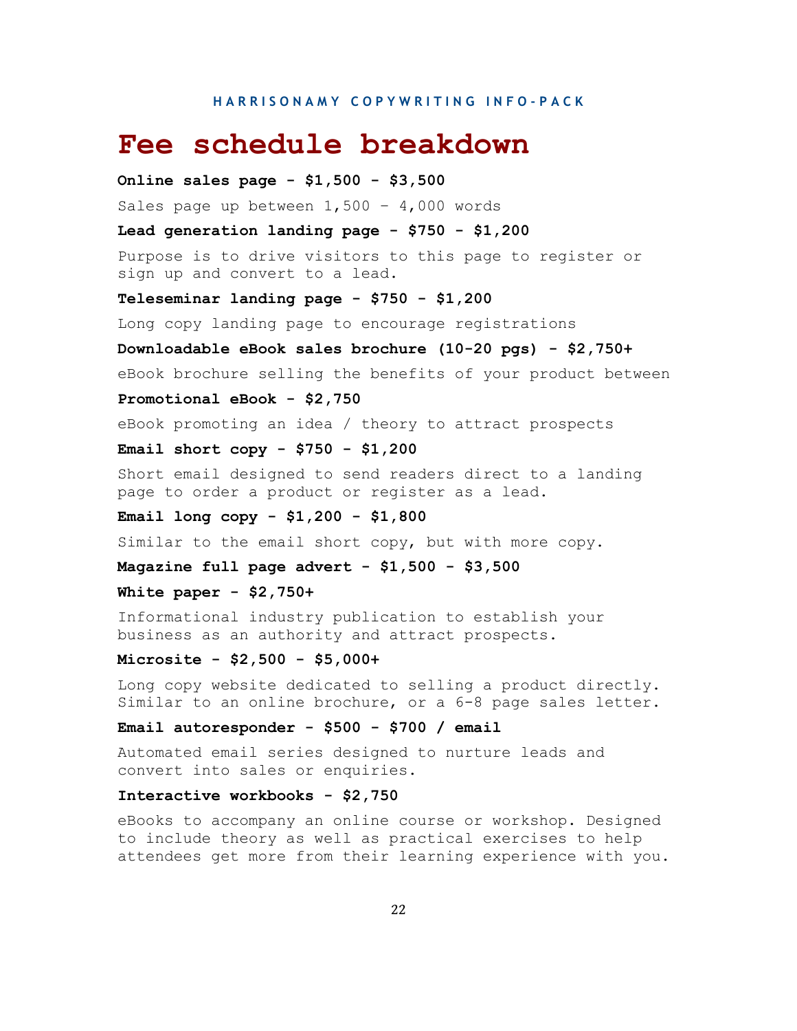# Fee schedule breakdown

**Online sales page - $1,500 - $3,500**

Sales page up between 1,500 – 4,000 words

**Lead generation landing page - $750 - $1,200**

Purpose is to drive visitors to this page to register or sign up and convert to a lead.

**Teleseminar landing page - $750 - $1,200**

Long copy landing page to encourage registrations

**Downloadable eBook sales brochure (10-20 pgs) - $2,750+**

eBook brochure selling the benefits of your product between

**Promotional eBook - $2,750**

eBook promoting an idea / theory to attract prospects

**Email short copy - $750 - $1,200**

Short email designed to send readers direct to a landing page to order a product or register as a lead.

**Email long copy - $1,200 - $1,800**

Similar to the email short copy, but with more copy.

**Magazine full page advert - $1,500 - $3,500**

**White paper - $2,750+**

Informational industry publication to establish your business as an authority and attract prospects.

**Microsite - $2,500 - $5,000+**

Long copy website dedicated to selling a product directly. Similar to an online brochure, or a 6-8 page sales letter.

**Email autoresponder - $500 - $700 / email**

Automated email series designed to nurture leads and convert into sales or enquiries.

**Interactive workbooks - $2,750**

eBooks to accompany an online course or workshop. Designed to include theory as well as practical exercises to help attendees get more from their learning experience with you.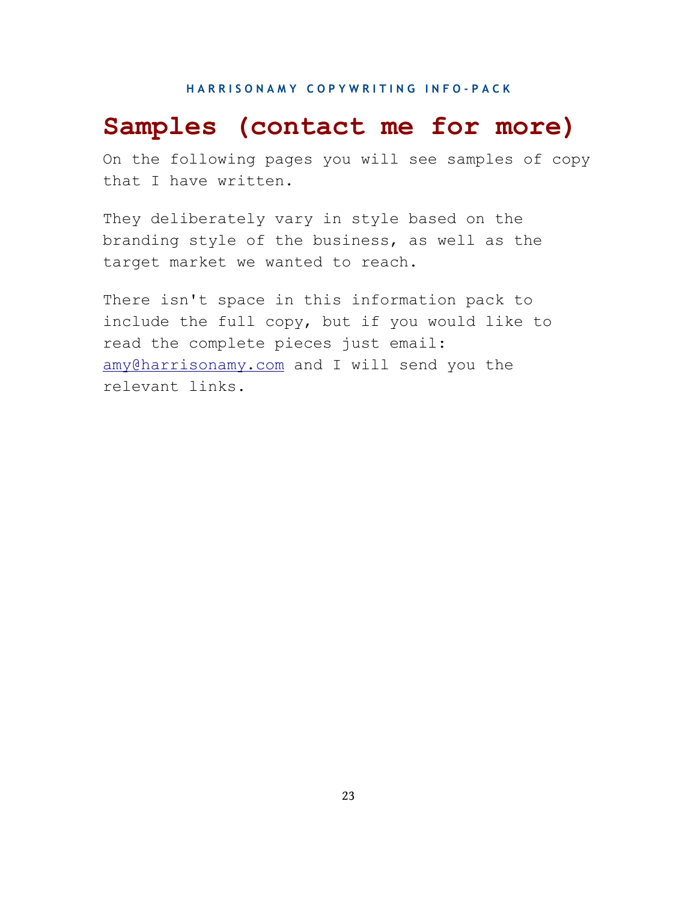# Samples (contact me for more)

On the following pages you will see samples of copy that I have written.

They deliberately vary in style based on the branding style of the business, as well as the target market we wanted to reach.

There isn't space in this information pack to include the full copy, but if you would like to read the complete pieces just email: amy@harrisonamy.com and I will send you the relevant links.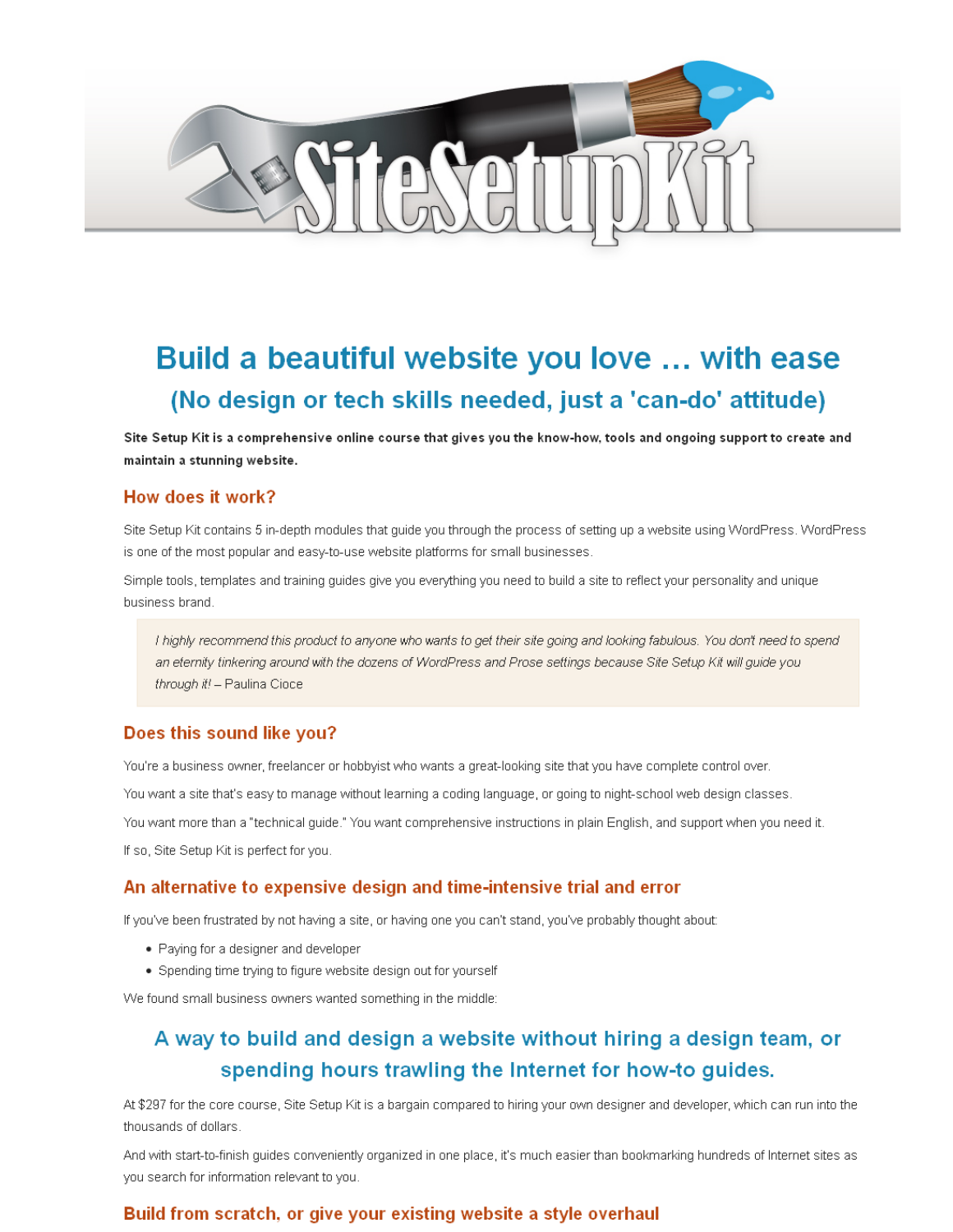# Build a beautiful website you love … with ease

## (No design or tech skills needed, just a 'can-do' attitude)

**Site Setup Kit is a comprehensive online course that gives you the know-how, tools and ongoing support to create and maintain a stunning website.**

### How does it work?

Site Setup Kit contains 5 in-depth modules that guide you through the process of setting up a website using WordPress. WordPress is one of the most popular and easy-to-use website platforms for small businesses.

Simple tools, templates and training guides give you everything you need to build a site to reflect your personality and unique business brand.

> *I highly recommend this product to anyone who wants to get their site going and looking fabulous. You don't need to spend an eternity tinkering around with the dozens of WordPress and Prose settings because Site Setup Kit will guide you through it!* – Paulina Cioce

### Does this sound like you?

You're a business owner, freelancer or hobbyist who wants a great-looking site that you have complete control over.

You want a site that's easy to manage without learning a coding language, or going to night-school web design classes.

You want more than a "technical guide." You want comprehensive instructions in plain English, and support when you need it.

If so, Site Setup Kit is perfect for you.

### An alternative to expensive design and time-intensive trial and error

If you've been frustrated by not having a site, or having one you can't stand, you've probably thought about:

- Paying for a designer and developer
- Spending time trying to figure website design out for yourself

We found small business owners wanted something in the middle:

## A way to build and design a website without hiring a design team, or spending hours trawling the Internet for how-to guides.

At $297 for the core course, Site Setup Kit is a bargain compared to hiring your own designer and developer, which can run into the thousands of dollars.

And with start-to-finish guides conveniently organized in one place, it's much easier than bookmarking hundreds of Internet sites as you search for information relevant to you.

### Build from scratch, or give your existing website a style overhaul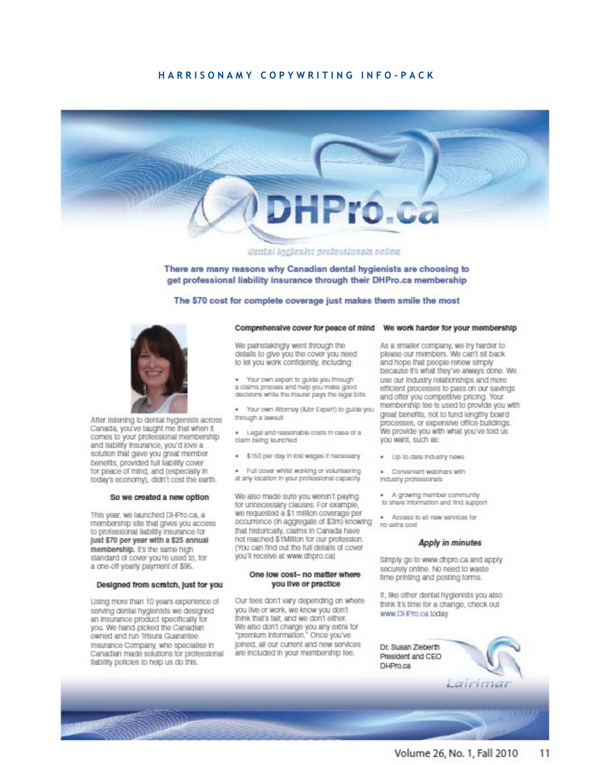# DHPro.ca

dental hygienist professionals online

**There are many reasons why Canadian dental hygienists are choosing to get professional liability insurance through their DHPro.ca membership**

**The $70 cost for complete coverage just makes them smile the most**

After listening to dental hygienists across Canada, you've taught me that when it comes to your professional membership and liability insurance, you'd love a solution that gave you great member benefits, provided full liability cover for peace of mind, and (especially in today's economy), didn't cost the earth.

### So we created a new option

This year, we launched DHPro.ca, a membership site that gives you access to professional liability insurance for **just $70 per year with a $25 annual membership.** It's the same high standard of cover you're used to, for a one-off yearly payment of $95.

### Designed from scratch, just for you

Using more than 10 years experience of serving dental hygienists we designed an insurance product specifically for you. We hand-picked the Canadian owned and run Trisura Guarantee Insurance Company, who specialise in Canadian made solutions for professional liability policies to help us do this.

### Comprehensive cover for peace of mind

We painstakingly went through the details to give you the cover you need to let you work confidently, including:

- Your own expert to guide you through a claims process and help you make good decisions while the insurer pays the legal bills
- Your own Attorney (&/or Expert) to guide you through a lawsuit
- Legal and reasonable costs in case of a claim being launched
- $150 per day in lost wages if necessary
- Full cover whilst working or volunteering at any location in your professional capacity

We also made sure you weren't paying for unnecessary clauses. For example, we requested a $1 million coverage per occurrence (in aggregate of $3m) knowing that historically, claims in Canada have not reached $1Million for our profession. (You can find out the full details of cover you'll receive at www.dhpro.ca)

### One low cost– no matter where you live or practice

Our fees don't vary depending on where you live or work, we know you don't think that's fair, and we don't either. We also don't charge you any extra for "premium information." Once you've joined, all our current and new services are included in your membership fee.

### We work harder for your membership

As a smaller company, we try harder to please our members. We can't sit back and hope that people renew simply because it's what they've always done. We use our industry relationships and more efficient processes to pass on our savings and offer you competitive pricing. Your membership fee is used to provide you with great benefits, not to fund lengthy board processes, or expensive office buildings. We provide you with what you've told us you want, such as:

- Up-to-date industry news
- Convenient webinars with industry professionals
- A growing member community to share information and find support
- Access to all new services for no extra cost

### *Apply in minutes*

Simply go to www.dhpro.ca and apply securely online. No need to waste time printing and posting forms.

If, like other dental hygienists you also think it's time for a change, check out www.DHPro.ca today

Dr. Susan Zieberth
President and CEO
DHPro.ca

Lairimar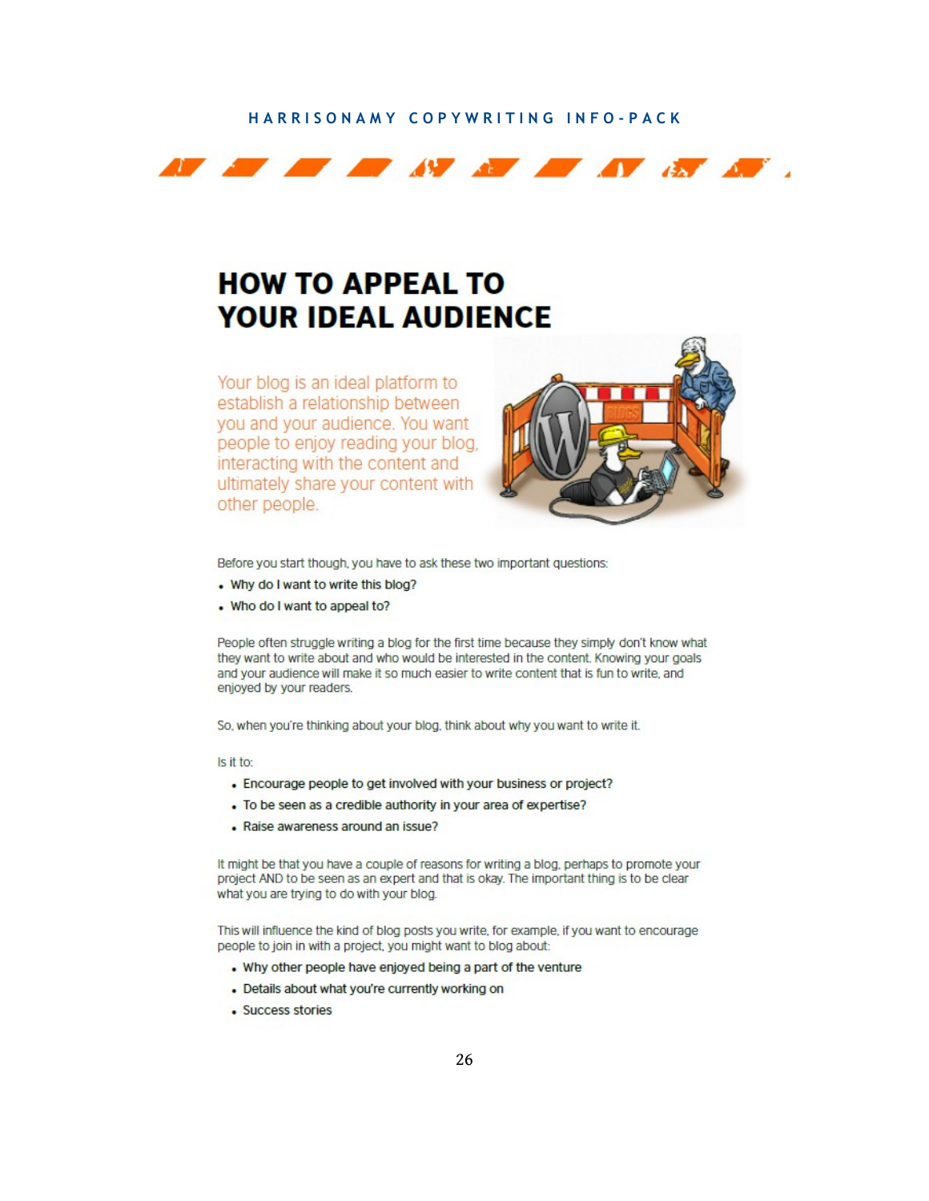# HOW TO APPEAL TO YOUR IDEAL AUDIENCE

Your blog is an ideal platform to establish a relationship between you and your audience. You want people to enjoy reading your blog, interacting with the content and ultimately share your content with other people.

Before you start though, you have to ask these two important questions:

- **Why do I want to write this blog?**
- **Who do I want to appeal to?**

People often struggle writing a blog for the first time because they simply don't know what they want to write about and who would be interested in the content. Knowing your goals and your audience will make it so much easier to write content that is fun to write, and enjoyed by your readers.

So, when you're thinking about your blog, think about why you want to write it.

Is it to:

- **Encourage people to get involved with your business or project?**
- **To be seen as a credible authority in your area of expertise?**
- **Raise awareness around an issue?**

It might be that you have a couple of reasons for writing a blog, perhaps to promote your project AND to be seen as an expert and that is okay. The important thing is to be clear what you are trying to do with your blog.

This will influence the kind of blog posts you write, for example, if you want to encourage people to join in with a project, you might want to blog about:

- **Why other people have enjoyed being a part of the venture**
- **Details about what you're currently working on**
- **Success stories**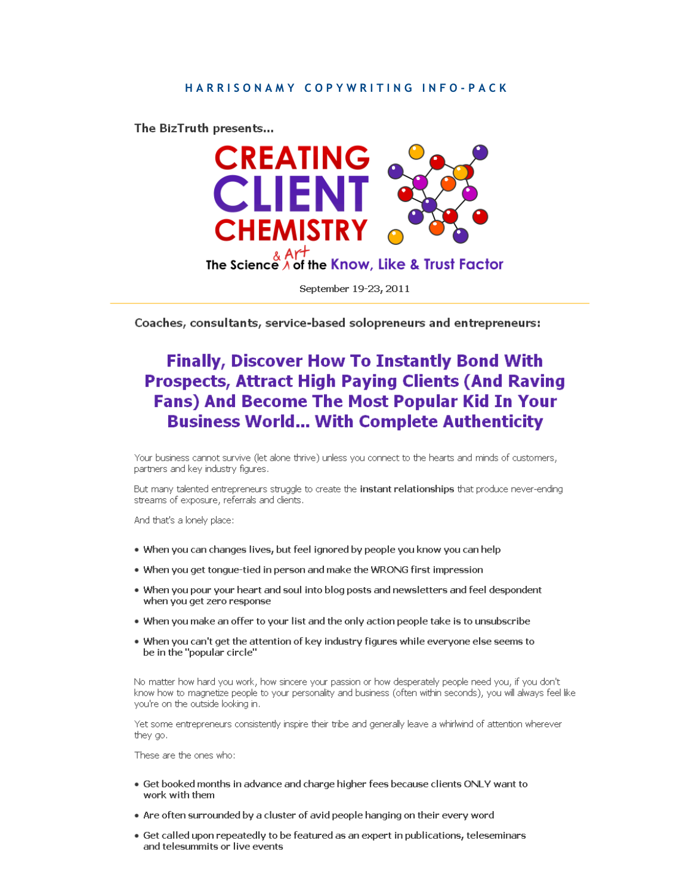HARRISONAMY COPYWRITING INFO-PACK

The BizTruth presents...

# CREATING CLIENT CHEMISTRY

The Science & Art of the Know, Like & Trust Factor

September 19-23, 2011

---

**Coaches, consultants, service-based solopreneurs and entrepreneurs:**

## Finally, Discover How To Instantly Bond With Prospects, Attract High Paying Clients (And Raving Fans) And Become The Most Popular Kid In Your Business World... With Complete Authenticity

Your business cannot survive (let alone thrive) unless you connect to the hearts and minds of customers, partners and key industry figures.

But many talented entrepreneurs struggle to create the **instant relationships** that produce never-ending streams of exposure, referrals and clients.

And that's a lonely place:

- When you can changes lives, but feel ignored by people you know you can help
- When you get tongue-tied in person and make the WRONG first impression
- When you pour your heart and soul into blog posts and newsletters and feel despondent when you get zero response
- When you make an offer to your list and the only action people take is to unsubscribe
- When you can't get the attention of key industry figures while everyone else seems to be in the "popular circle"

No matter how hard you work, how sincere your passion or how desperately people need you, if you don't know how to magnetize people to your personality and business (often within seconds), you will always feel like you're on the outside looking in.

Yet some entrepreneurs consistently inspire their tribe and generally leave a whirlwind of attention wherever they go.

These are the ones who:

- Get booked months in advance and charge higher fees because clients ONLY want to work with them
- Are often surrounded by a cluster of avid people hanging on their every word
- Get called upon repeatedly to be featured as an expert in publications, teleseminars and telesummits or live events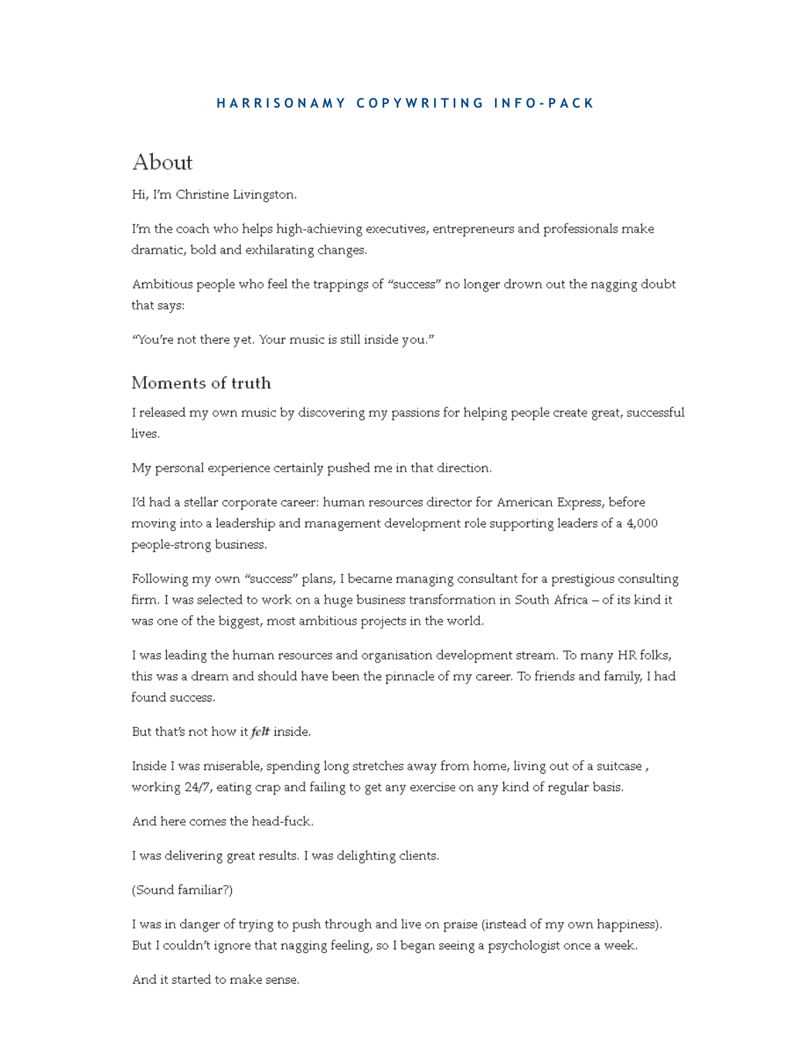HARRISONAMY COPYWRITING INFO-PACK

# About

Hi, I'm Christine Livingston.

I'm the coach who helps high-achieving executives, entrepreneurs and professionals make dramatic, bold and exhilarating changes.

Ambitious people who feel the trappings of "success" no longer drown out the nagging doubt that says:

"You're not there yet. Your music is still inside you."

## Moments of truth

I released my own music by discovering my passions for helping people create great, successful lives.

My personal experience certainly pushed me in that direction.

I'd had a stellar corporate career: human resources director for American Express, before moving into a leadership and management development role supporting leaders of a 4,000 people-strong business.

Following my own "success" plans, I became managing consultant for a prestigious consulting firm. I was selected to work on a huge business transformation in South Africa – of its kind it was one of the biggest, most ambitious projects in the world.

I was leading the human resources and organisation development stream. To many HR folks, this was a dream and should have been the pinnacle of my career. To friends and family, I had found success.

But that's not how it ***felt*** inside.

Inside I was miserable, spending long stretches away from home, living out of a suitcase , working 24/7, eating crap and failing to get any exercise on any kind of regular basis.

And here comes the head-fuck.

I was delivering great results. I was delighting clients.

(Sound familiar?)

I was in danger of trying to push through and live on praise (instead of my own happiness). But I couldn't ignore that nagging feeling, so I began seeing a psychologist once a week.

And it started to make sense.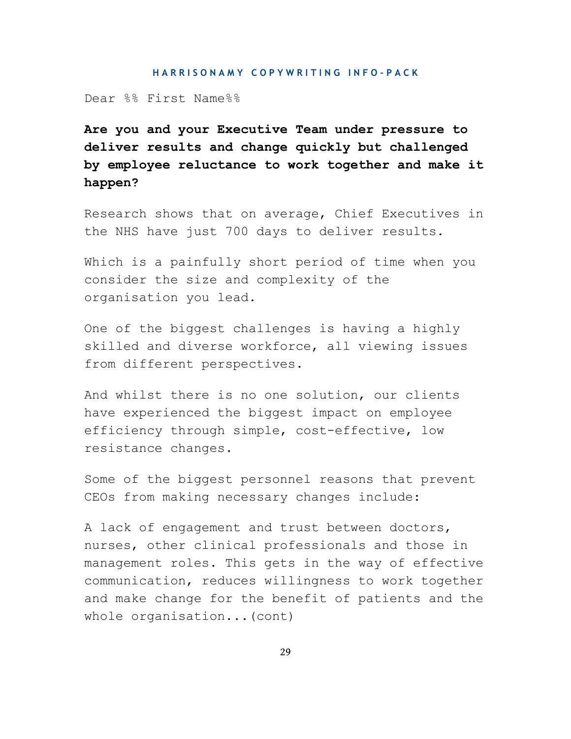Dear %% First Name%%

**Are you and your Executive Team under pressure to deliver results and change quickly but challenged by employee reluctance to work together and make it happen?**

Research shows that on average, Chief Executives in the NHS have just 700 days to deliver results.

Which is a painfully short period of time when you consider the size and complexity of the organisation you lead.

One of the biggest challenges is having a highly skilled and diverse workforce, all viewing issues from different perspectives.

And whilst there is no one solution, our clients have experienced the biggest impact on employee efficiency through simple, cost-effective, low resistance changes.

Some of the biggest personnel reasons that prevent CEOs from making necessary changes include:

A lack of engagement and trust between doctors, nurses, other clinical professionals and those in management roles. This gets in the way of effective communication, reduces willingness to work together and make change for the benefit of patients and the whole organisation...(cont)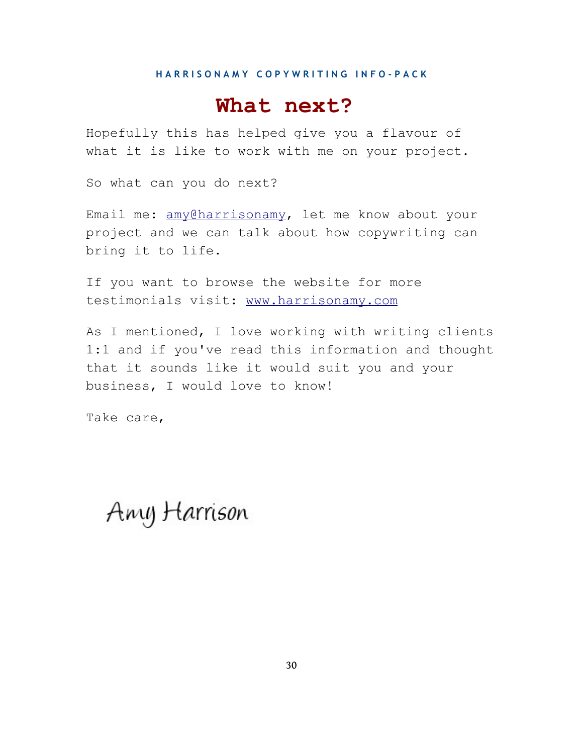# What next?

Hopefully this has helped give you a flavour of what it is like to work with me on your project.

So what can you do next?

Email me: [amy@harrisonamy](mailto:amy@harrisonamy), let me know about your project and we can talk about how copywriting can bring it to life.

If you want to browse the website for more testimonials visit: [www.harrisonamy.com](http://www.harrisonamy.com)

As I mentioned, I love working with writing clients 1:1 and if you've read this information and thought that it sounds like it would suit you and your business, I would love to know!

Take care,

Amy Harrison